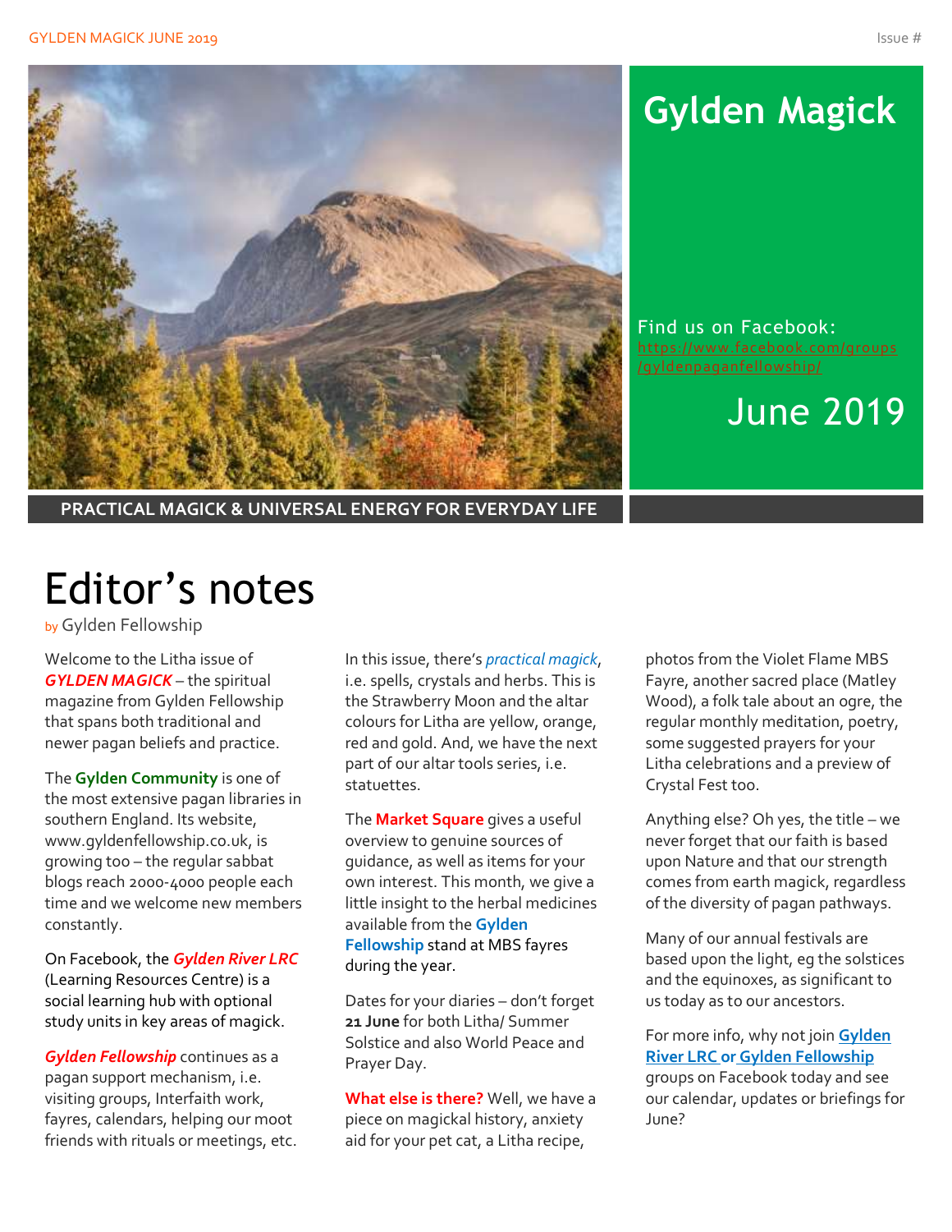# Gylden Magick

Find us on Facebook: https://www.facebook.com/groups/gyldenpaganfellowship/

June 2019

**PRACTICAL MAGICK & UNIVERSAL ENERGY FOR EVERYDAY LIFE**

# Editor's notes

by Gylden Fellowship

Welcome to the Litha issue of ***GYLDEN MAGICK*** – the spiritual magazine from Gylden Fellowship that spans both traditional and newer pagan beliefs and practice.

The **Gylden Community** is one of the most extensive pagan libraries in southern England. Its website, www.gyldenfellowship.co.uk, is growing too – the regular sabbat blogs reach 2000-4000 people each time and we welcome new members constantly.

On Facebook, the ***Gylden River LRC*** (Learning Resources Centre) is a social learning hub with optional study units in key areas of magick.

***Gylden Fellowship*** continues as a pagan support mechanism, i.e. visiting groups, Interfaith work, fayres, calendars, helping our moot friends with rituals or meetings, etc.

In this issue, there's *practical magick*, i.e. spells, crystals and herbs. This is the Strawberry Moon and the altar colours for Litha are yellow, orange, red and gold. And, we have the next part of our altar tools series, i.e. statuettes.

The **Market Square** gives a useful overview to genuine sources of guidance, as well as items for your own interest. This month, we give a little insight to the herbal medicines available from the **Gylden Fellowship** stand at MBS fayres during the year.

Dates for your diaries – don't forget **21 June** for both Litha/ Summer Solstice and also World Peace and Prayer Day.

**What else is there?** Well, we have a piece on magickal history, anxiety aid for your pet cat, a Litha recipe, photos from the Violet Flame MBS Fayre, another sacred place (Matley Wood), a folk tale about an ogre, the regular monthly meditation, poetry, some suggested prayers for your Litha celebrations and a preview of Crystal Fest too.

Anything else? Oh yes, the title – we never forget that our faith is based upon Nature and that our strength comes from earth magick, regardless of the diversity of pagan pathways.

Many of our annual festivals are based upon the light, eg the solstices and the equinoxes, as significant to us today as to our ancestors.

For more info, why not join **Gylden River LRC or Gylden Fellowship** groups on Facebook today and see our calendar, updates or briefings for June?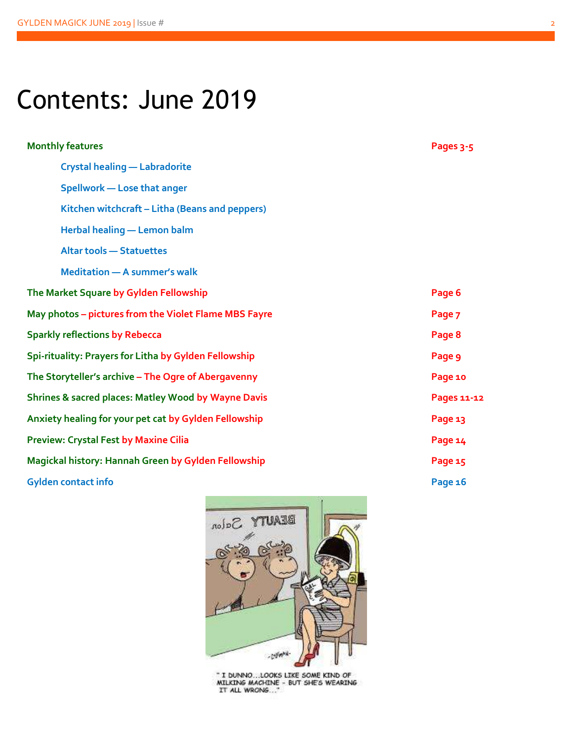# Contents: June 2019

| | |
|---|---|
| **Monthly features** | **Pages 3-5** |
| Crystal healing — Labradorite | |
| Spellwork — Lose that anger | |
| Kitchen witchcraft – Litha (Beans and peppers) | |
| Herbal healing — Lemon balm | |
| Altar tools — Statuettes | |
| Meditation — A summer's walk | |
| **The Market Square** by Gylden Fellowship | Page 6 |
| **May photos** – pictures from the Violet Flame MBS Fayre | Page 7 |
| **Sparkly reflections** by Rebecca | Page 8 |
| **Spi-rituality: Prayers for Litha** by Gylden Fellowship | Page 9 |
| **The Storyteller's archive** – The Ogre of Abergavenny | Page 10 |
| **Shrines & sacred places: Matley Wood** by Wayne Davis | Pages 11-12 |
| **Anxiety healing for your pet cat** by Gylden Fellowship | Page 13 |
| **Preview: Crystal Fest** by Maxine Cilia | Page 14 |
| **Magickal history: Hannah Green** by Gylden Fellowship | Page 15 |
| **Gylden contact info** | Page 16 |

" I DUNNO...LOOKS LIKE SOME KIND OF MILKING MACHINE - BUT SHE'S WEARING IT ALL WRONG..."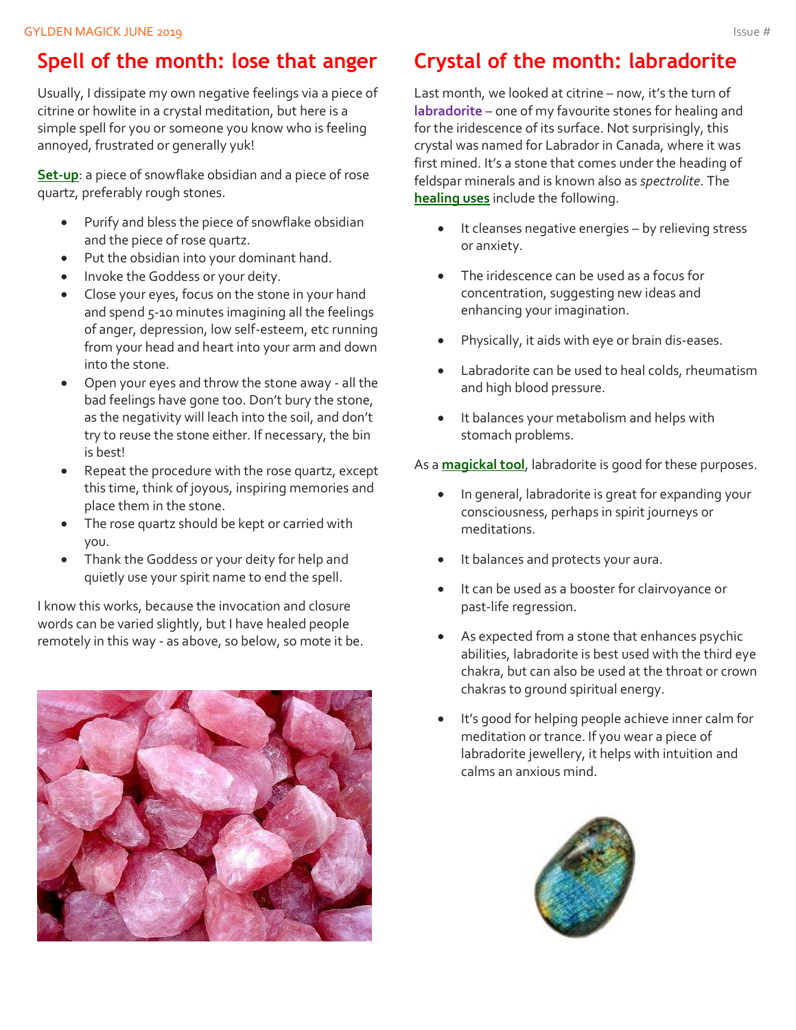## Spell of the month: lose that anger

Usually, I dissipate my own negative feelings via a piece of citrine or howlite in a crystal meditation, but here is a simple spell for you or someone you know who is feeling annoyed, frustrated or generally yuk!

**Set-up**: a piece of snowflake obsidian and a piece of rose quartz, preferably rough stones.

- Purify and bless the piece of snowflake obsidian and the piece of rose quartz.
- Put the obsidian into your dominant hand.
- Invoke the Goddess or your deity.
- Close your eyes, focus on the stone in your hand and spend 5-10 minutes imagining all the feelings of anger, depression, low self-esteem, etc running from your head and heart into your arm and down into the stone.
- Open your eyes and throw the stone away - all the bad feelings have gone too. Don't bury the stone, as the negativity will leach into the soil, and don't try to reuse the stone either. If necessary, the bin is best!
- Repeat the procedure with the rose quartz, except this time, think of joyous, inspiring memories and place them in the stone.
- The rose quartz should be kept or carried with you.
- Thank the Goddess or your deity for help and quietly use your spirit name to end the spell.

I know this works, because the invocation and closure words can be varied slightly, but I have healed people remotely in this way - as above, so below, so mote it be.

## Crystal of the month: labradorite

Last month, we looked at citrine – now, it's the turn of **labradorite** – one of my favourite stones for healing and for the iridescence of its surface. Not surprisingly, this crystal was named for Labrador in Canada, where it was first mined. It's a stone that comes under the heading of feldspar minerals and is known also as *spectrolite*. The **healing uses** include the following.

- It cleanses negative energies – by relieving stress or anxiety.
- The iridescence can be used as a focus for concentration, suggesting new ideas and enhancing your imagination.
- Physically, it aids with eye or brain dis-eases.
- Labradorite can be used to heal colds, rheumatism and high blood pressure.
- It balances your metabolism and helps with stomach problems.

As a **magickal tool**, labradorite is good for these purposes.

- In general, labradorite is great for expanding your consciousness, perhaps in spirit journeys or meditations.
- It balances and protects your aura.
- It can be used as a booster for clairvoyance or past-life regression.
- As expected from a stone that enhances psychic abilities, labradorite is best used with the third eye chakra, but can also be used at the throat or crown chakras to ground spiritual energy.
- It's good for helping people achieve inner calm for meditation or trance. If you wear a piece of labradorite jewellery, it helps with intuition and calms an anxious mind.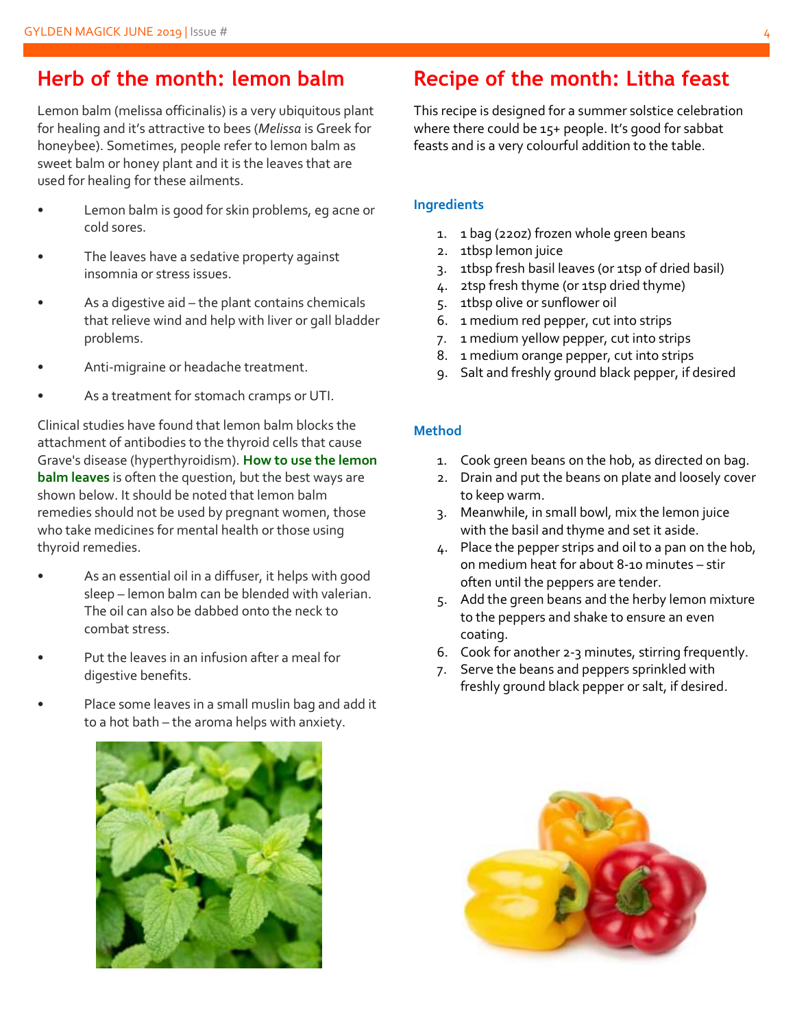## Herb of the month: lemon balm

Lemon balm (melissa officinalis) is a very ubiquitous plant for healing and it's attractive to bees (*Melissa* is Greek for honeybee). Sometimes, people refer to lemon balm as sweet balm or honey plant and it is the leaves that are used for healing for these ailments.

- Lemon balm is good for skin problems, eg acne or cold sores.
- The leaves have a sedative property against insomnia or stress issues.
- As a digestive aid – the plant contains chemicals that relieve wind and help with liver or gall bladder problems.
- Anti-migraine or headache treatment.
- As a treatment for stomach cramps or UTI.

Clinical studies have found that lemon balm blocks the attachment of antibodies to the thyroid cells that cause Grave's disease (hyperthyroidism). **How to use the lemon balm leaves** is often the question, but the best ways are shown below. It should be noted that lemon balm remedies should not be used by pregnant women, those who take medicines for mental health or those using thyroid remedies.

- As an essential oil in a diffuser, it helps with good sleep – lemon balm can be blended with valerian. The oil can also be dabbed onto the neck to combat stress.
- Put the leaves in an infusion after a meal for digestive benefits.
- Place some leaves in a small muslin bag and add it to a hot bath – the aroma helps with anxiety.

## Recipe of the month: Litha feast

This recipe is designed for a summer solstice celebration where there could be 15+ people. It's good for sabbat feasts and is a very colourful addition to the table.

### Ingredients

1. 1 bag (22oz) frozen whole green beans
2. 1tbsp lemon juice
3. 1tbsp fresh basil leaves (or 1tsp of dried basil)
4. 2tsp fresh thyme (or 1tsp dried thyme)
5. 1tbsp olive or sunflower oil
6. 1 medium red pepper, cut into strips
7. 1 medium yellow pepper, cut into strips
8. 1 medium orange pepper, cut into strips
9. Salt and freshly ground black pepper, if desired

### Method

1. Cook green beans on the hob, as directed on bag.
2. Drain and put the beans on plate and loosely cover to keep warm.
3. Meanwhile, in small bowl, mix the lemon juice with the basil and thyme and set it aside.
4. Place the pepper strips and oil to a pan on the hob, on medium heat for about 8-10 minutes – stir often until the peppers are tender.
5. Add the green beans and the herby lemon mixture to the peppers and shake to ensure an even coating.
6. Cook for another 2-3 minutes, stirring frequently.
7. Serve the beans and peppers sprinkled with freshly ground black pepper or salt, if desired.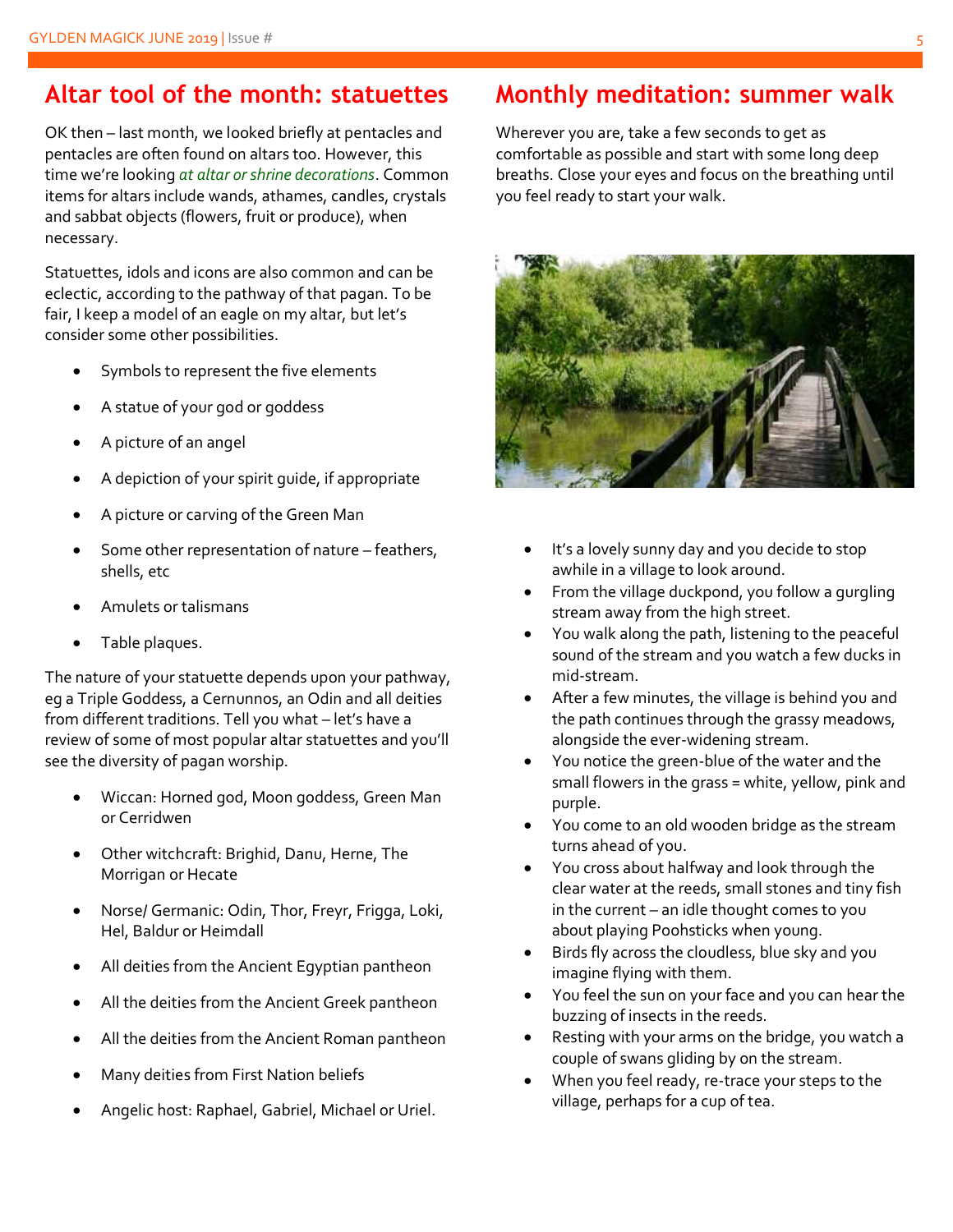## Altar tool of the month: statuettes

OK then – last month, we looked briefly at pentacles and pentacles are often found on altars too. However, this time we're looking *at altar or shrine decorations*. Common items for altars include wands, athames, candles, crystals and sabbat objects (flowers, fruit or produce), when necessary.

Statuettes, idols and icons are also common and can be eclectic, according to the pathway of that pagan. To be fair, I keep a model of an eagle on my altar, but let's consider some other possibilities.

- Symbols to represent the five elements
- A statue of your god or goddess
- A picture of an angel
- A depiction of your spirit guide, if appropriate
- A picture or carving of the Green Man
- Some other representation of nature – feathers, shells, etc
- Amulets or talismans
- Table plaques.

The nature of your statuette depends upon your pathway, eg a Triple Goddess, a Cernunnos, an Odin and all deities from different traditions. Tell you what – let's have a review of some of most popular altar statuettes and you'll see the diversity of pagan worship.

- Wiccan: Horned god, Moon goddess, Green Man or Cerridwen
- Other witchcraft: Brighid, Danu, Herne, The Morrigan or Hecate
- Norse/ Germanic: Odin, Thor, Freyr, Frigga, Loki, Hel, Baldur or Heimdall
- All deities from the Ancient Egyptian pantheon
- All the deities from the Ancient Greek pantheon
- All the deities from the Ancient Roman pantheon
- Many deities from First Nation beliefs
- Angelic host: Raphael, Gabriel, Michael or Uriel.

## Monthly meditation: summer walk

Wherever you are, take a few seconds to get as comfortable as possible and start with some long deep breaths. Close your eyes and focus on the breathing until you feel ready to start your walk.

- It's a lovely sunny day and you decide to stop awhile in a village to look around.
- From the village duckpond, you follow a gurgling stream away from the high street.
- You walk along the path, listening to the peaceful sound of the stream and you watch a few ducks in mid-stream.
- After a few minutes, the village is behind you and the path continues through the grassy meadows, alongside the ever-widening stream.
- You notice the green-blue of the water and the small flowers in the grass = white, yellow, pink and purple.
- You come to an old wooden bridge as the stream turns ahead of you.
- You cross about halfway and look through the clear water at the reeds, small stones and tiny fish in the current – an idle thought comes to you about playing Poohsticks when young.
- Birds fly across the cloudless, blue sky and you imagine flying with them.
- You feel the sun on your face and you can hear the buzzing of insects in the reeds.
- Resting with your arms on the bridge, you watch a couple of swans gliding by on the stream.
- When you feel ready, re-trace your steps to the village, perhaps for a cup of tea.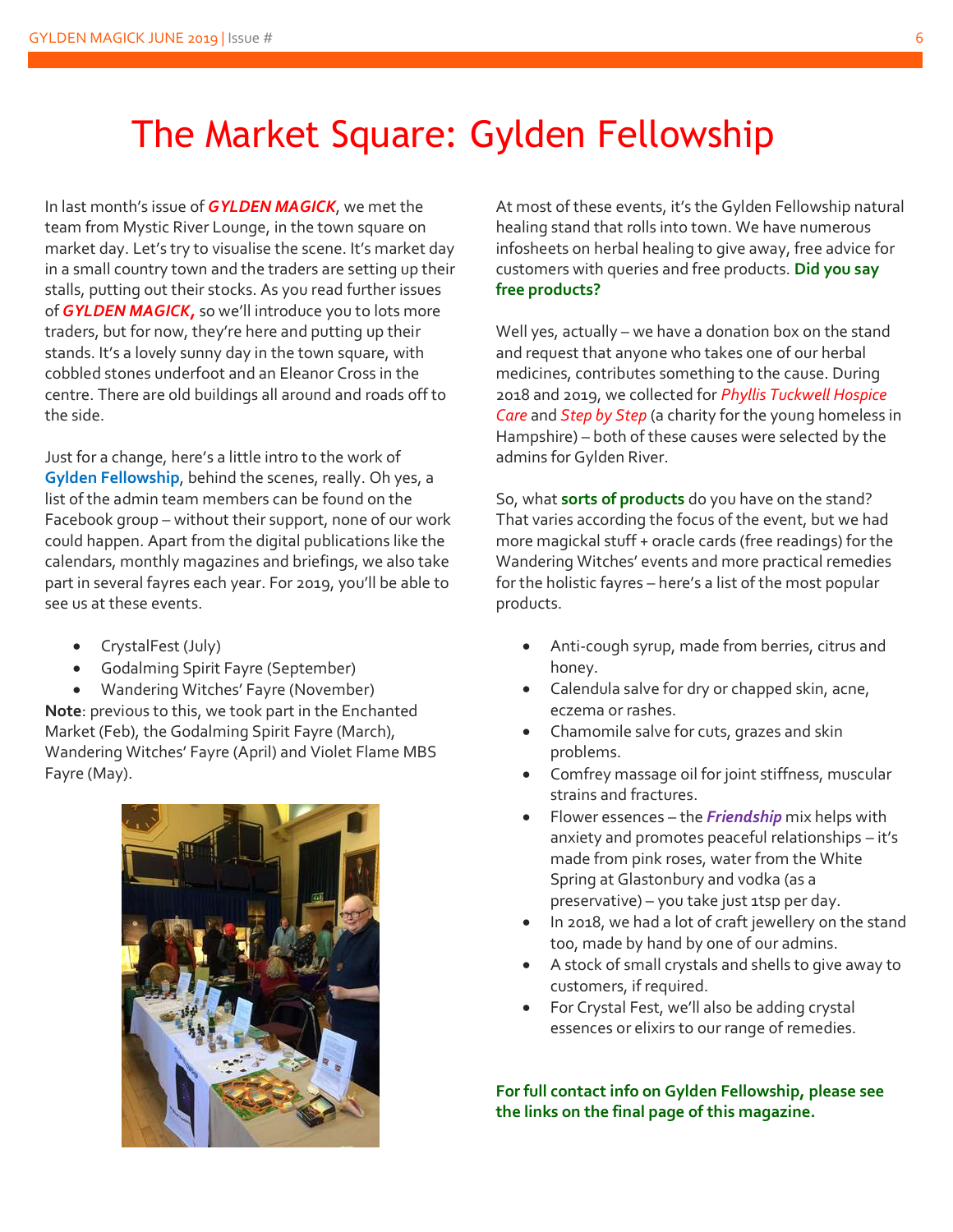# The Market Square: Gylden Fellowship

In last month's issue of ***GYLDEN MAGICK***, we met the team from Mystic River Lounge, in the town square on market day. Let's try to visualise the scene. It's market day in a small country town and the traders are setting up their stalls, putting out their stocks. As you read further issues of ***GYLDEN MAGICK,*** so we'll introduce you to lots more traders, but for now, they're here and putting up their stands. It's a lovely sunny day in the town square, with cobbled stones underfoot and an Eleanor Cross in the centre. There are old buildings all around and roads off to the side.

Just for a change, here's a little intro to the work of **Gylden Fellowship**, behind the scenes, really. Oh yes, a list of the admin team members can be found on the Facebook group – without their support, none of our work could happen. Apart from the digital publications like the calendars, monthly magazines and briefings, we also take part in several fayres each year. For 2019, you'll be able to see us at these events.

- CrystalFest (July)
- Godalming Spirit Fayre (September)
- Wandering Witches' Fayre (November)

**Note**: previous to this, we took part in the Enchanted Market (Feb), the Godalming Spirit Fayre (March), Wandering Witches' Fayre (April) and Violet Flame MBS Fayre (May).

At most of these events, it's the Gylden Fellowship natural healing stand that rolls into town. We have numerous infosheets on herbal healing to give away, free advice for customers with queries and free products. **Did you say free products?**

Well yes, actually – we have a donation box on the stand and request that anyone who takes one of our herbal medicines, contributes something to the cause. During 2018 and 2019, we collected for *Phyllis Tuckwell Hospice Care* and *Step by Step* (a charity for the young homeless in Hampshire) – both of these causes were selected by the admins for Gylden River.

So, what **sorts of products** do you have on the stand? That varies according the focus of the event, but we had more magickal stuff + oracle cards (free readings) for the Wandering Witches' events and more practical remedies for the holistic fayres – here's a list of the most popular products.

- Anti-cough syrup, made from berries, citrus and honey.
- Calendula salve for dry or chapped skin, acne, eczema or rashes.
- Chamomile salve for cuts, grazes and skin problems.
- Comfrey massage oil for joint stiffness, muscular strains and fractures.
- Flower essences – the ***Friendship*** mix helps with anxiety and promotes peaceful relationships – it's made from pink roses, water from the White Spring at Glastonbury and vodka (as a preservative) – you take just 1tsp per day.
- In 2018, we had a lot of craft jewellery on the stand too, made by hand by one of our admins.
- A stock of small crystals and shells to give away to customers, if required.
- For Crystal Fest, we'll also be adding crystal essences or elixirs to our range of remedies.

**For full contact info on Gylden Fellowship, please see the links on the final page of this magazine.**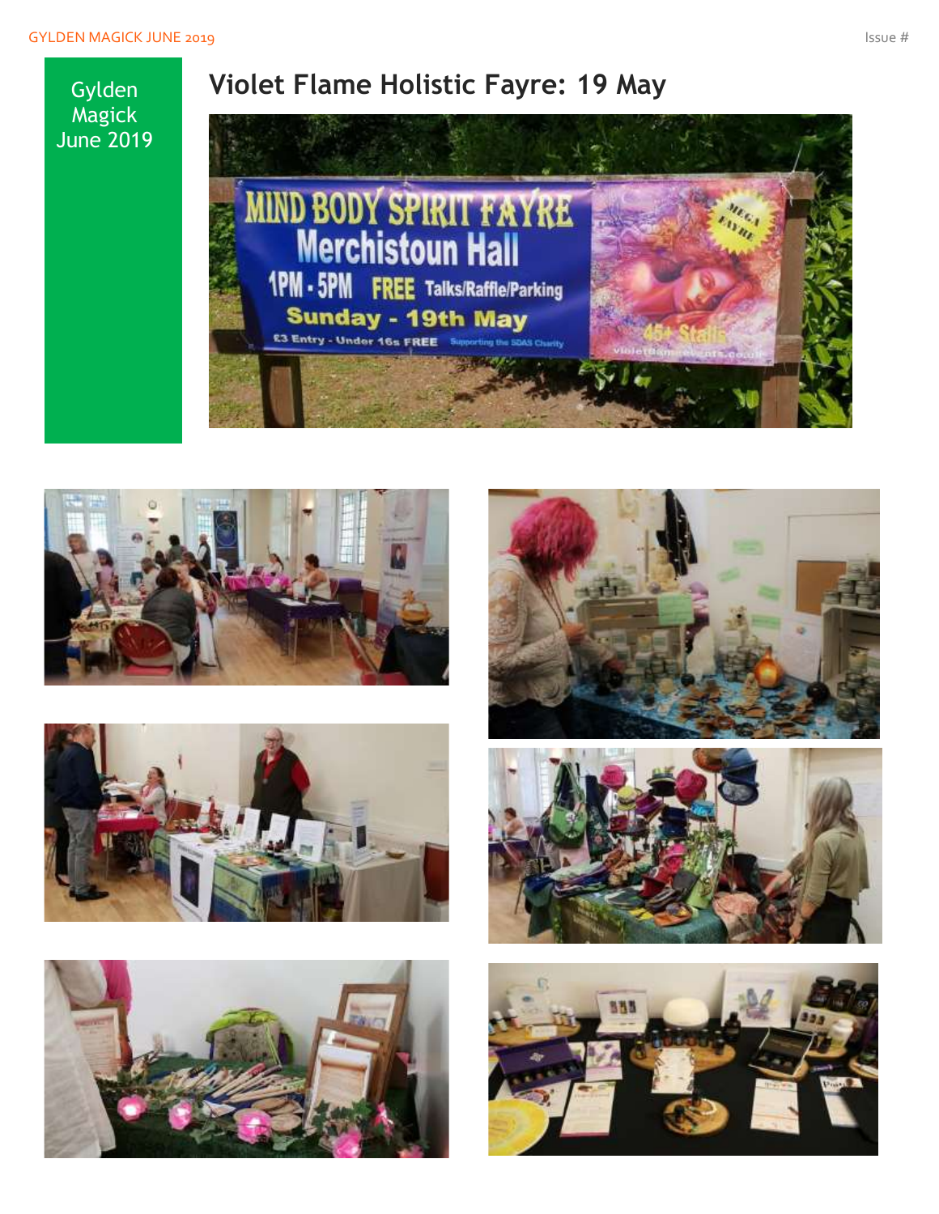Gylden Magick June 2019

# Violet Flame Holistic Fayre: 19 May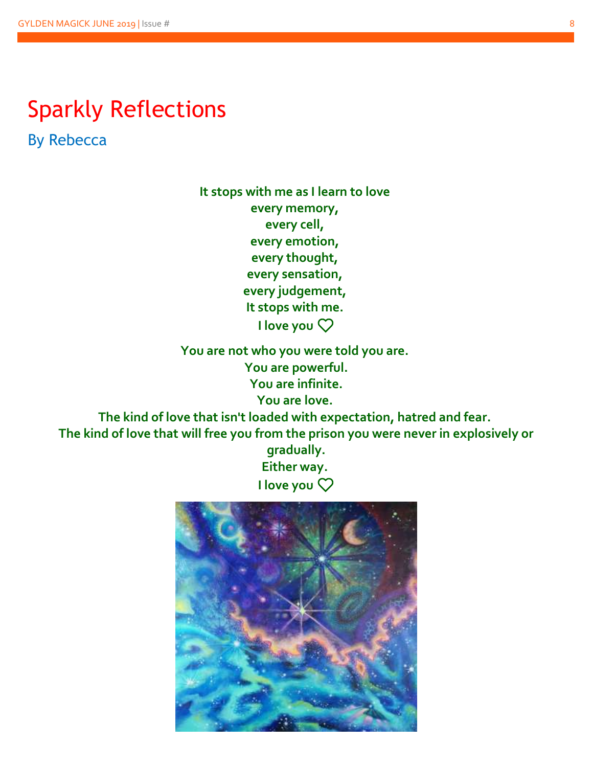# Sparkly Reflections

## By Rebecca

**It stops with me as I learn to love**
**every memory,**
**every cell,**
**every emotion,**
**every thought,**
**every sensation,**
**every judgement,**
**It stops with me.**
**I love you ♡**

**You are not who you were told you are.**
**You are powerful.**
**You are infinite.**
**You are love.**
**The kind of love that isn't loaded with expectation, hatred and fear.**
**The kind of love that will free you from the prison you were never in explosively or gradually.**
**Either way.**
**I love you ♡**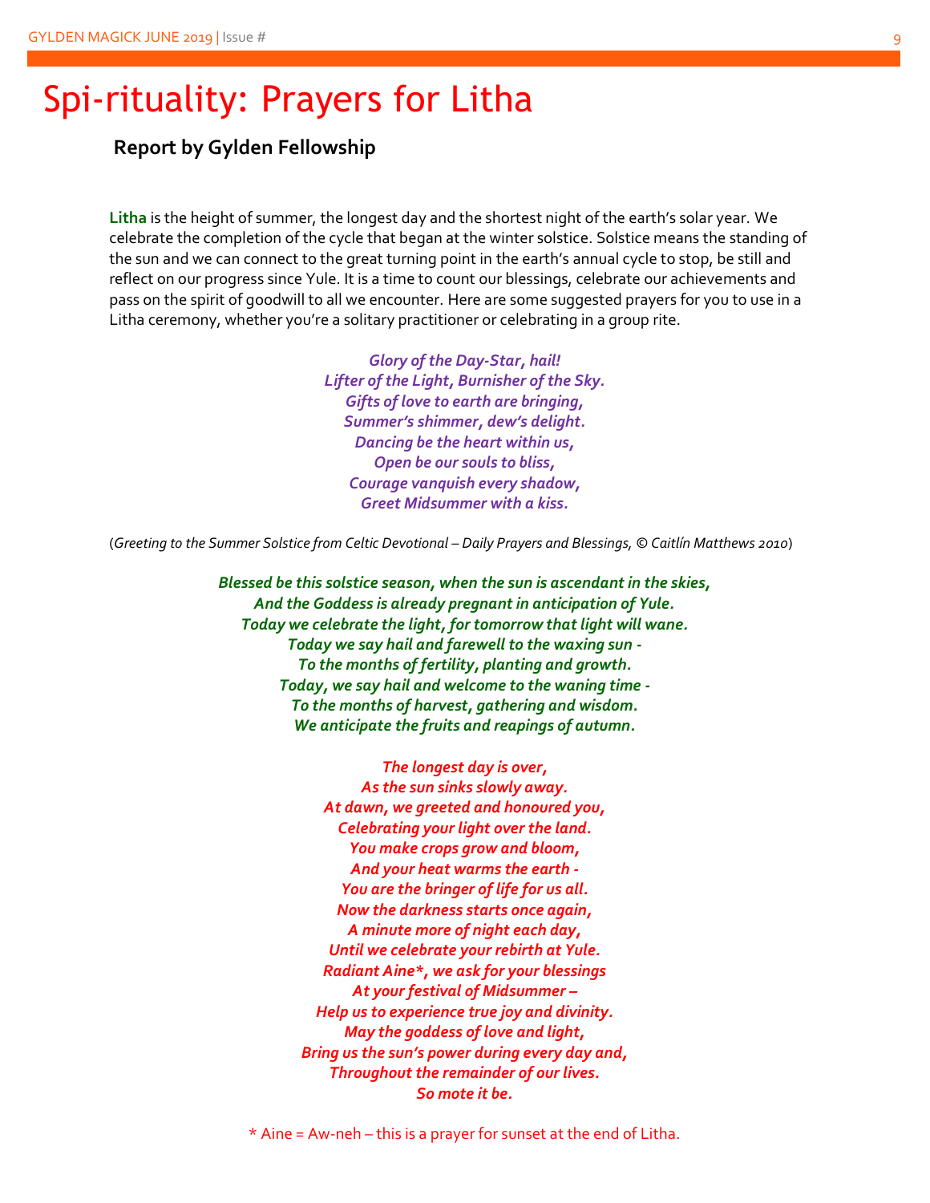# Spi-rituality: Prayers for Litha

### Report by Gylden Fellowship

**Litha** is the height of summer, the longest day and the shortest night of the earth's solar year. We celebrate the completion of the cycle that began at the winter solstice. Solstice means the standing of the sun and we can connect to the great turning point in the earth's annual cycle to stop, be still and reflect on our progress since Yule. It is a time to count our blessings, celebrate our achievements and pass on the spirit of goodwill to all we encounter. Here are some suggested prayers for you to use in a Litha ceremony, whether you're a solitary practitioner or celebrating in a group rite.

***Glory of the Day-Star, hail!***
***Lifter of the Light, Burnisher of the Sky.***
***Gifts of love to earth are bringing,***
***Summer's shimmer, dew's delight.***
***Dancing be the heart within us,***
***Open be our souls to bliss,***
***Courage vanquish every shadow,***
***Greet Midsummer with a kiss.***

(*Greeting to the Summer Solstice from Celtic Devotional – Daily Prayers and Blessings, © Caitlín Matthews 2010*)

***Blessed be this solstice season, when the sun is ascendant in the skies,***
***And the Goddess is already pregnant in anticipation of Yule.***
***Today we celebrate the light, for tomorrow that light will wane.***
***Today we say hail and farewell to the waxing sun -***
***To the months of fertility, planting and growth.***
***Today, we say hail and welcome to the waning time -***
***To the months of harvest, gathering and wisdom.***
***We anticipate the fruits and reapings of autumn.***

***The longest day is over,***
***As the sun sinks slowly away.***
***At dawn, we greeted and honoured you,***
***Celebrating your light over the land.***
***You make crops grow and bloom,***
***And your heat warms the earth -***
***You are the bringer of life for us all.***
***Now the darkness starts once again,***
***A minute more of night each day,***
***Until we celebrate your rebirth at Yule.***
***Radiant Aine*, we ask for your blessings***
***At your festival of Midsummer –***
***Help us to experience true joy and divinity.***
***May the goddess of love and light,***
***Bring us the sun's power during every day and,***
***Throughout the remainder of our lives.***
***So mote it be.***

* Aine = Aw-neh – this is a prayer for sunset at the end of Litha.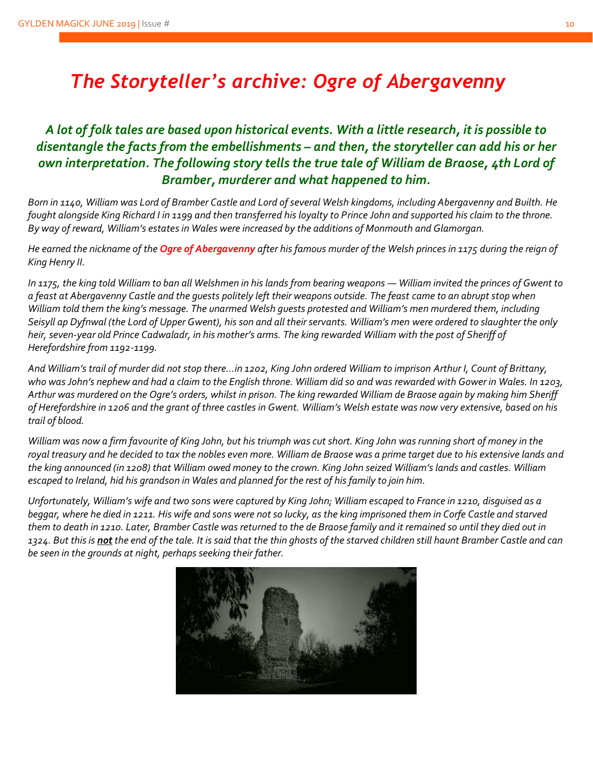# *The Storyteller's archive: Ogre of Abergavenny*

***A lot of folk tales are based upon historical events. With a little research, it is possible to disentangle the facts from the embellishments – and then, the storyteller can add his or her own interpretation. The following story tells the true tale of William de Braose, 4th Lord of Bramber, murderer and what happened to him.***

*Born in 1140, William was Lord of Bramber Castle and Lord of several Welsh kingdoms, including Abergavenny and Builth. He fought alongside King Richard I in 1199 and then transferred his loyalty to Prince John and supported his claim to the throne. By way of reward, William's estates in Wales were increased by the additions of Monmouth and Glamorgan.*

*He earned the nickname of the **Ogre of Abergavenny** after his famous murder of the Welsh princes in 1175 during the reign of King Henry II.*

*In 1175, the king told William to ban all Welshmen in his lands from bearing weapons — William invited the princes of Gwent to a feast at Abergavenny Castle and the guests politely left their weapons outside. The feast came to an abrupt stop when William told them the king's message. The unarmed Welsh guests protested and William's men murdered them, including Seisyll ap Dyfnwal (the Lord of Upper Gwent), his son and all their servants. William's men were ordered to slaughter the only heir, seven-year old Prince Cadwaladr, in his mother's arms. The king rewarded William with the post of Sheriff of Herefordshire from 1192-1199.*

*And William's trail of murder did not stop there…in 1202, King John ordered William to imprison Arthur I, Count of Brittany, who was John's nephew and had a claim to the English throne. William did so and was rewarded with Gower in Wales. In 1203, Arthur was murdered on the Ogre's orders, whilst in prison. The king rewarded William de Braose again by making him Sheriff of Herefordshire in 1206 and the grant of three castles in Gwent. William's Welsh estate was now very extensive, based on his trail of blood.*

*William was now a firm favourite of King John, but his triumph was cut short. King John was running short of money in the royal treasury and he decided to tax the nobles even more. William de Braose was a prime target due to his extensive lands and the king announced (in 1208) that William owed money to the crown. King John seized William's lands and castles. William escaped to Ireland, hid his grandson in Wales and planned for the rest of his family to join him.*

*Unfortunately, William's wife and two sons were captured by King John; William escaped to France in 1210, disguised as a beggar, where he died in 1211. His wife and sons were not so lucky, as the king imprisoned them in Corfe Castle and starved them to death in 1210. Later, Bramber Castle was returned to the de Braose family and it remained so until they died out in 1324. But this is **not** the end of the tale. It is said that the thin ghosts of the starved children still haunt Bramber Castle and can be seen in the grounds at night, perhaps seeking their father.*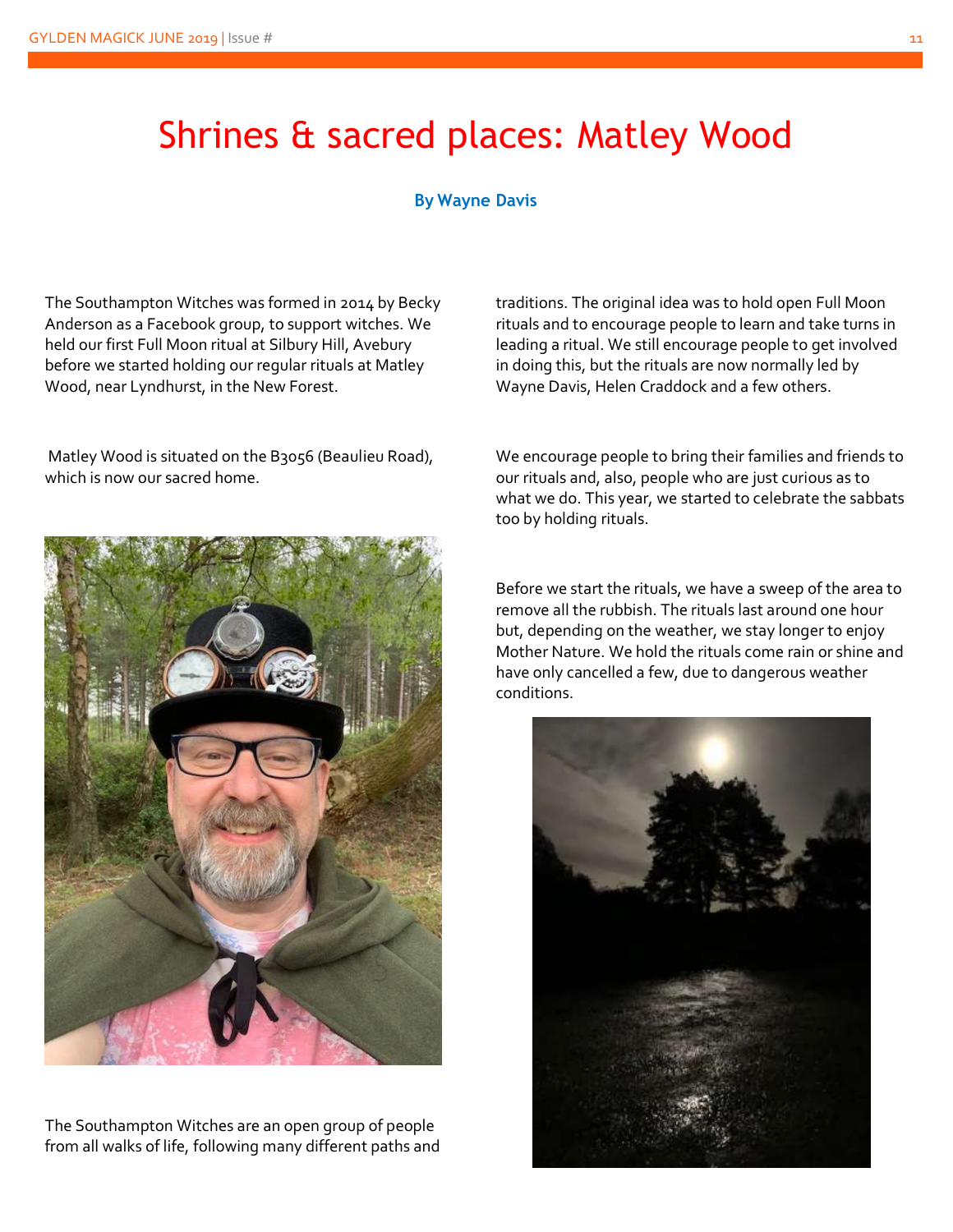# Shrines & sacred places: Matley Wood

**By Wayne Davis**

The Southampton Witches was formed in 2014 by Becky Anderson as a Facebook group, to support witches. We held our first Full Moon ritual at Silbury Hill, Avebury before we started holding our regular rituals at Matley Wood, near Lyndhurst, in the New Forest.

Matley Wood is situated on the B3056 (Beaulieu Road), which is now our sacred home.

The Southampton Witches are an open group of people from all walks of life, following many different paths and traditions. The original idea was to hold open Full Moon rituals and to encourage people to learn and take turns in leading a ritual. We still encourage people to get involved in doing this, but the rituals are now normally led by Wayne Davis, Helen Craddock and a few others.

We encourage people to bring their families and friends to our rituals and, also, people who are just curious as to what we do. This year, we started to celebrate the sabbats too by holding rituals.

Before we start the rituals, we have a sweep of the area to remove all the rubbish. The rituals last around one hour but, depending on the weather, we stay longer to enjoy Mother Nature. We hold the rituals come rain or shine and have only cancelled a few, due to dangerous weather conditions.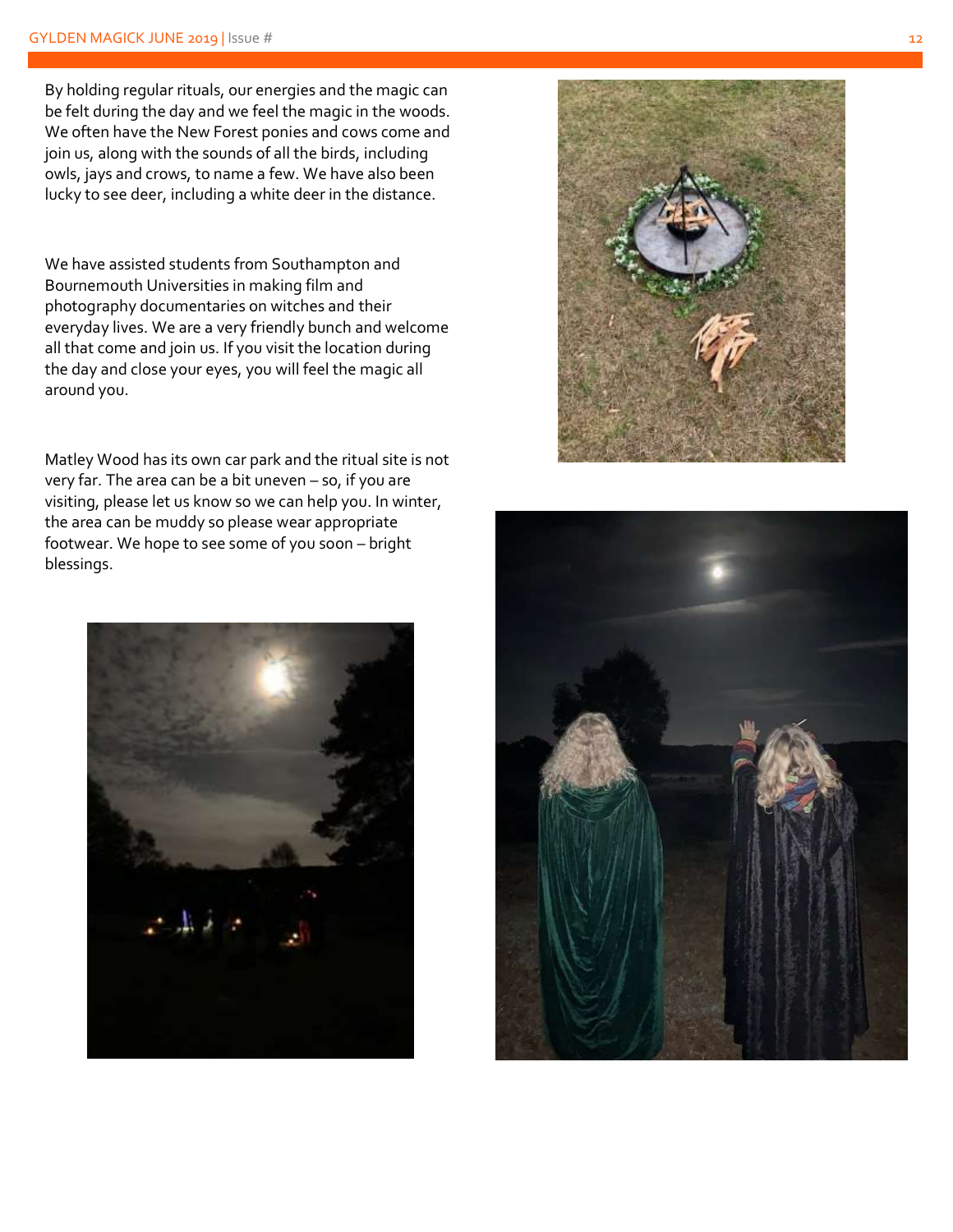By holding regular rituals, our energies and the magic can be felt during the day and we feel the magic in the woods. We often have the New Forest ponies and cows come and join us, along with the sounds of all the birds, including owls, jays and crows, to name a few. We have also been lucky to see deer, including a white deer in the distance.

We have assisted students from Southampton and Bournemouth Universities in making film and photography documentaries on witches and their everyday lives. We are a very friendly bunch and welcome all that come and join us. If you visit the location during the day and close your eyes, you will feel the magic all around you.

Matley Wood has its own car park and the ritual site is not very far. The area can be a bit uneven – so, if you are visiting, please let us know so we can help you. In winter, the area can be muddy so please wear appropriate footwear. We hope to see some of you soon – bright blessings.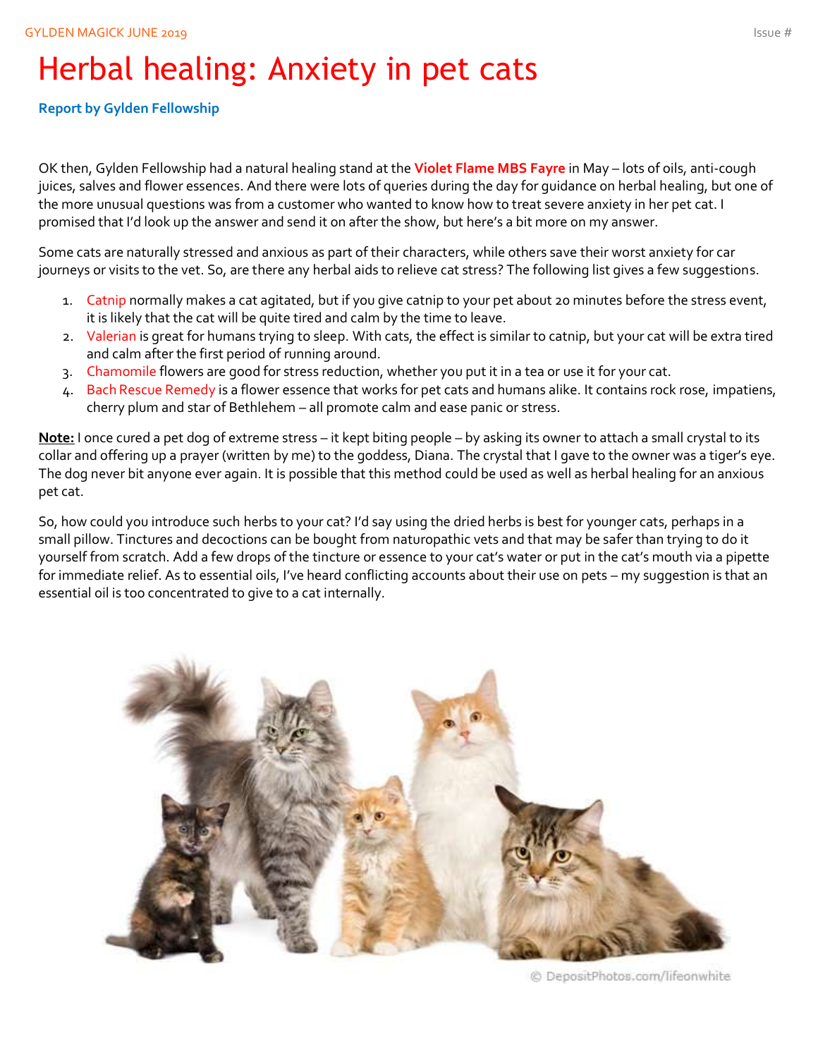# Herbal healing: Anxiety in pet cats

**Report by Gylden Fellowship**

OK then, Gylden Fellowship had a natural healing stand at the **Violet Flame MBS Fayre** in May – lots of oils, anti-cough juices, salves and flower essences. And there were lots of queries during the day for guidance on herbal healing, but one of the more unusual questions was from a customer who wanted to know how to treat severe anxiety in her pet cat. I promised that I'd look up the answer and send it on after the show, but here's a bit more on my answer.

Some cats are naturally stressed and anxious as part of their characters, while others save their worst anxiety for car journeys or visits to the vet. So, are there any herbal aids to relieve cat stress? The following list gives a few suggestions.

1. Catnip normally makes a cat agitated, but if you give catnip to your pet about 20 minutes before the stress event, it is likely that the cat will be quite tired and calm by the time to leave.
2. Valerian is great for humans trying to sleep. With cats, the effect is similar to catnip, but your cat will be extra tired and calm after the first period of running around.
3. Chamomile flowers are good for stress reduction, whether you put it in a tea or use it for your cat.
4. Bach Rescue Remedy is a flower essence that works for pet cats and humans alike. It contains rock rose, impatiens, cherry plum and star of Bethlehem – all promote calm and ease panic or stress.

**Note:** I once cured a pet dog of extreme stress – it kept biting people – by asking its owner to attach a small crystal to its collar and offering up a prayer (written by me) to the goddess, Diana. The crystal that I gave to the owner was a tiger's eye. The dog never bit anyone ever again. It is possible that this method could be used as well as herbal healing for an anxious pet cat.

So, how could you introduce such herbs to your cat? I'd say using the dried herbs is best for younger cats, perhaps in a small pillow. Tinctures and decoctions can be bought from naturopathic vets and that may be safer than trying to do it yourself from scratch. Add a few drops of the tincture or essence to your cat's water or put in the cat's mouth via a pipette for immediate relief. As to essential oils, I've heard conflicting accounts about their use on pets – my suggestion is that an essential oil is too concentrated to give to a cat internally.

© DepositPhotos.com/lifeonwhite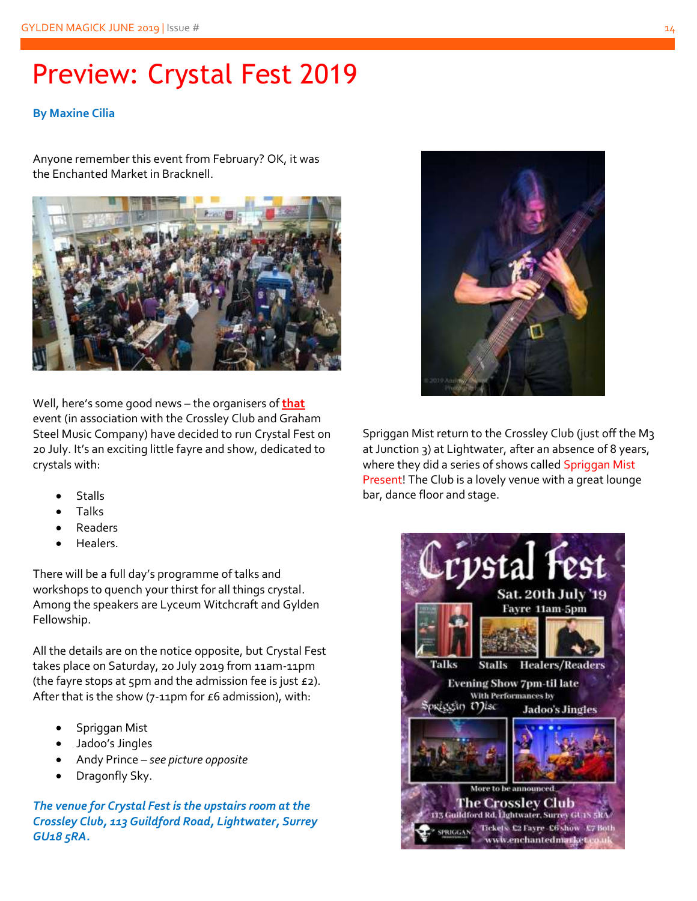# Preview: Crystal Fest 2019

**By Maxine Cilia**

Anyone remember this event from February? OK, it was the Enchanted Market in Bracknell.

Well, here's some good news – the organisers of **that** event (in association with the Crossley Club and Graham Steel Music Company) have decided to run Crystal Fest on 20 July. It's an exciting little fayre and show, dedicated to crystals with:

- Stalls
- Talks
- Readers
- Healers.

There will be a full day's programme of talks and workshops to quench your thirst for all things crystal. Among the speakers are Lyceum Witchcraft and Gylden Fellowship.

All the details are on the notice opposite, but Crystal Fest takes place on Saturday, 20 July 2019 from 11am-11pm (the fayre stops at 5pm and the admission fee is just £2). After that is the show (7-11pm for £6 admission), with:

- Spriggan Mist
- Jadoo's Jingles
- Andy Prince – *see picture opposite*
- Dragonfly Sky.

***The venue for Crystal Fest is the upstairs room at the Crossley Club, 113 Guildford Road, Lightwater, Surrey GU18 5RA.***

Spriggan Mist return to the Crossley Club (just off the M3 at Junction 3) at Lightwater, after an absence of 8 years, where they did a series of shows called Spriggan Mist Present! The Club is a lovely venue with a great lounge bar, dance floor and stage.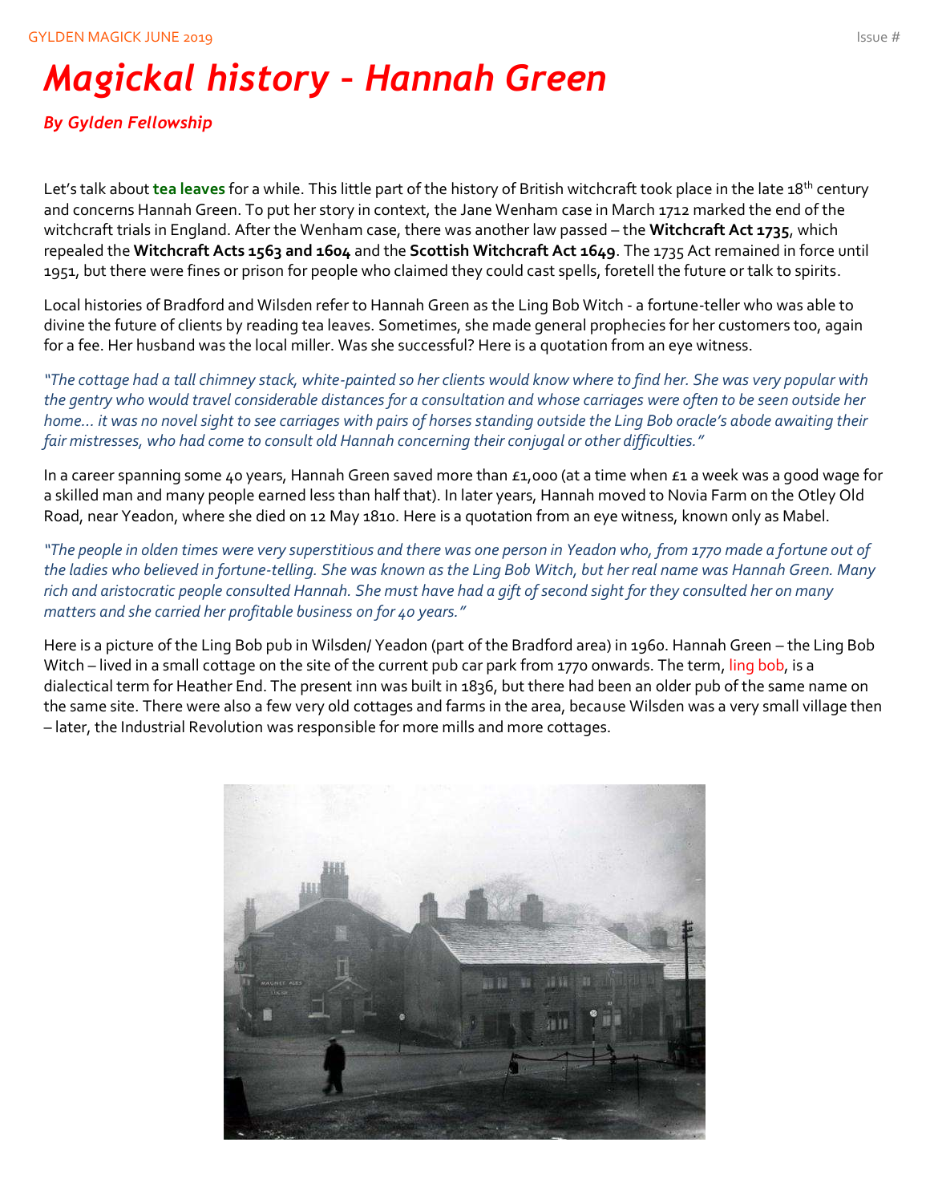# *Magickal history – Hannah Green*

***By Gylden Fellowship***

Let's talk about **tea leaves** for a while. This little part of the history of British witchcraft took place in the late 18th century and concerns Hannah Green. To put her story in context, the Jane Wenham case in March 1712 marked the end of the witchcraft trials in England. After the Wenham case, there was another law passed – the **Witchcraft Act 1735**, which repealed the **Witchcraft Acts 1563 and 1604** and the **Scottish Witchcraft Act 1649**. The 1735 Act remained in force until 1951, but there were fines or prison for people who claimed they could cast spells, foretell the future or talk to spirits.

Local histories of Bradford and Wilsden refer to Hannah Green as the Ling Bob Witch - a fortune-teller who was able to divine the future of clients by reading tea leaves. Sometimes, she made general prophecies for her customers too, again for a fee. Her husband was the local miller. Was she successful? Here is a quotation from an eye witness.

*"The cottage had a tall chimney stack, white-painted so her clients would know where to find her. She was very popular with the gentry who would travel considerable distances for a consultation and whose carriages were often to be seen outside her home... it was no novel sight to see carriages with pairs of horses standing outside the Ling Bob oracle's abode awaiting their fair mistresses, who had come to consult old Hannah concerning their conjugal or other difficulties."*

In a career spanning some 40 years, Hannah Green saved more than £1,000 (at a time when £1 a week was a good wage for a skilled man and many people earned less than half that). In later years, Hannah moved to Novia Farm on the Otley Old Road, near Yeadon, where she died on 12 May 1810. Here is a quotation from an eye witness, known only as Mabel.

*"The people in olden times were very superstitious and there was one person in Yeadon who, from 1770 made a fortune out of the ladies who believed in fortune-telling. She was known as the Ling Bob Witch, but her real name was Hannah Green. Many rich and aristocratic people consulted Hannah. She must have had a gift of second sight for they consulted her on many matters and she carried her profitable business on for 40 years."*

Here is a picture of the Ling Bob pub in Wilsden/ Yeadon (part of the Bradford area) in 1960. Hannah Green – the Ling Bob Witch – lived in a small cottage on the site of the current pub car park from 1770 onwards. The term, ling bob, is a dialectical term for Heather End. The present inn was built in 1836, but there had been an older pub of the same name on the same site. There were also a few very old cottages and farms in the area, because Wilsden was a very small village then – later, the Industrial Revolution was responsible for more mills and more cottages.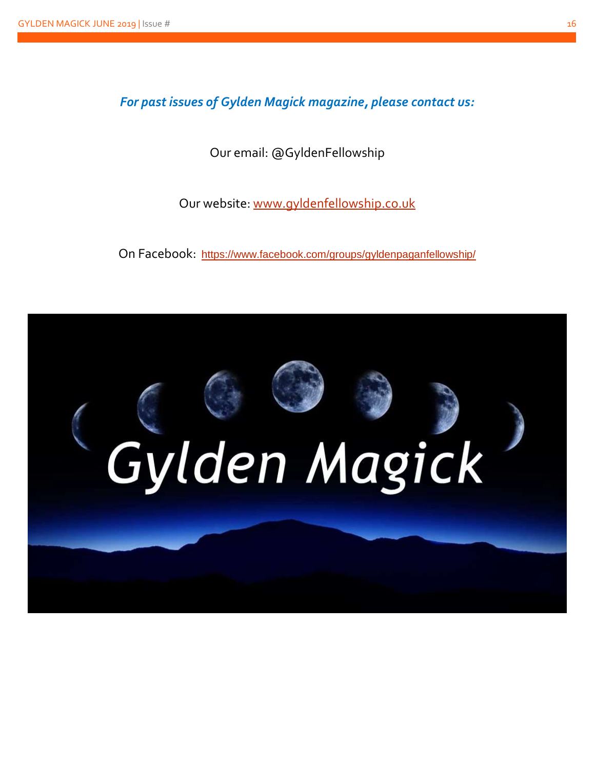***For past issues of Gylden Magick magazine, please contact us:***

Our email: @GyldenFellowship

Our website: [www.gyldenfellowship.co.uk](http://www.gyldenfellowship.co.uk)

On Facebook: [https://www.facebook.com/groups/gyldenpaganfellowship/](https://www.facebook.com/groups/gyldenpaganfellowship/)